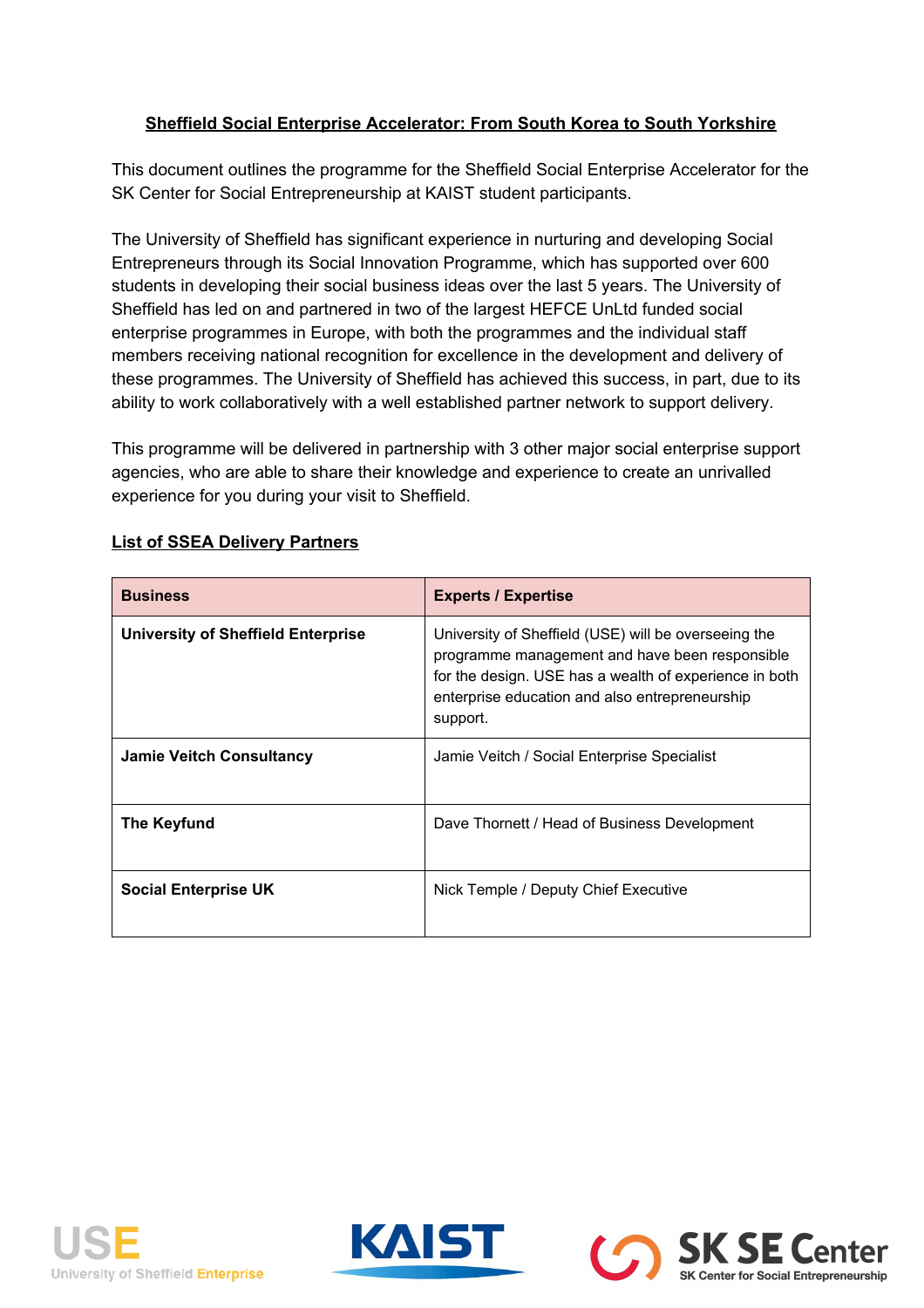# Sheffield Social Enterprise Accelerator: From South Korea to South Yorkshire

This document outlines the programme for the Sheffield Social Enterprise Accelerator for the SK Center for Social Entrepreneurship at KAIST student participants.

The University of Sheffield has significant experience in nurturing and developing Social Entrepreneurs through its Social Innovation Programme, which has supported over 600 students in developing their social business ideas over the last 5 years. The University of Sheffield has led on and partnered in two of the largest HEFCE UnLtd funded social enterprise programmes in Europe, with both the programmes and the individual staff members receiving national recognition for excellence in the development and delivery of these programmes. The University of Sheffield has achieved this success, in part, due to its ability to work collaboratively with a well established partner network to support delivery.

This programme will be delivered in partnership with 3 other major social enterprise support agencies, who are able to share their knowledge and experience to create an unrivalled experience for you during your visit to Sheffield.

## List of SSEA Delivery Partners

| Business | Experts / Expertise |
| --- | --- |
| **University of Sheffield Enterprise** | University of Sheffield (USE) will be overseeing the programme management and have been responsible for the design. USE has a wealth of experience in both enterprise education and also entrepreneurship support. |
| **Jamie Veitch Consultancy** | Jamie Veitch / Social Enterprise Specialist |
| **The Keyfund** | Dave Thornett / Head of Business Development |
| **Social Enterprise UK** | Nick Temple / Deputy Chief Executive |

USE University of Sheffield Enterprise

KAIST

SK SE Center
SK Center for Social Entrepreneurship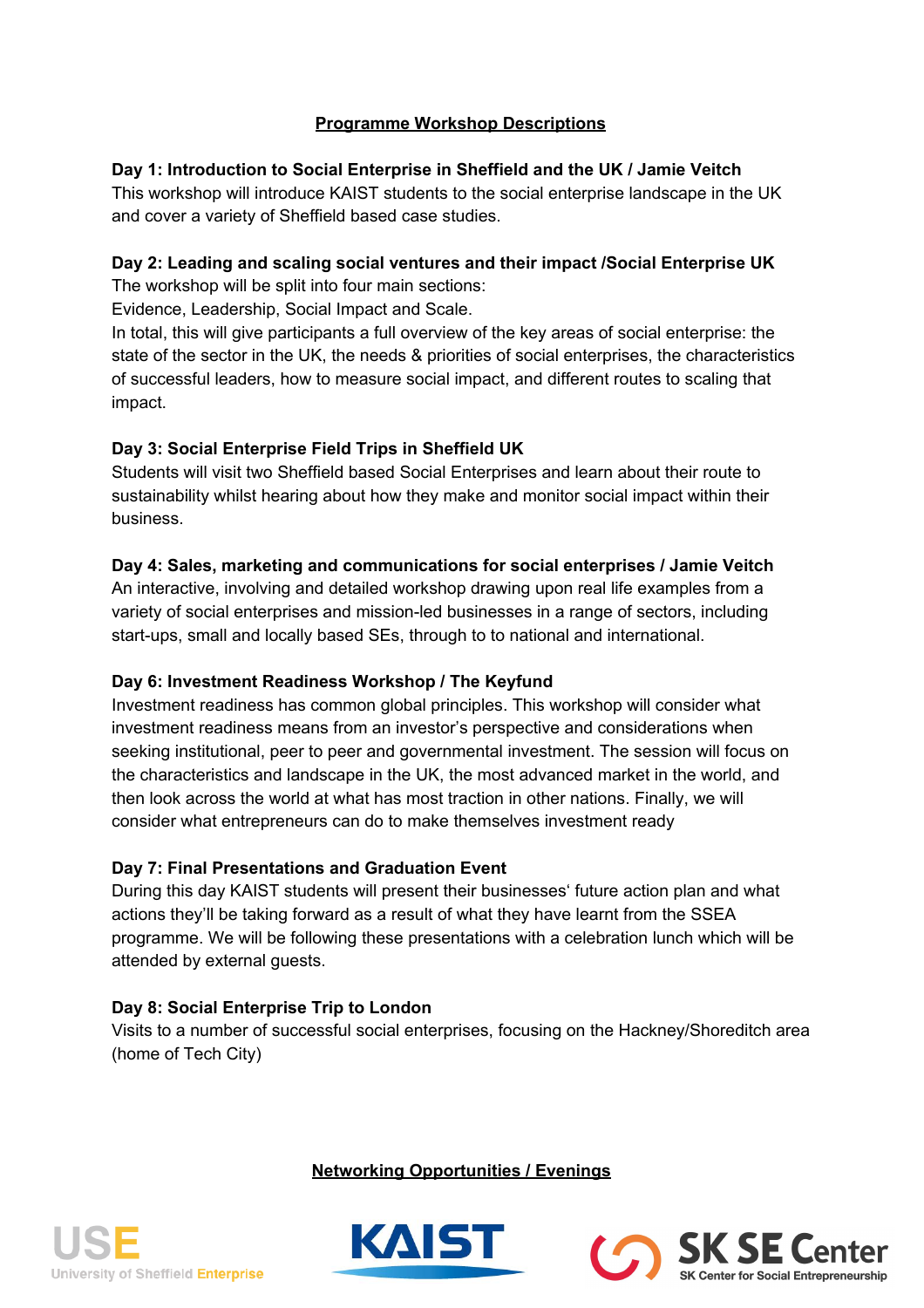## Programme Workshop Descriptions

**Day 1: Introduction to Social Enterprise in Sheffield and the UK / Jamie Veitch**

This workshop will introduce KAIST students to the social enterprise landscape in the UK and cover a variety of Sheffield based case studies.

**Day 2: Leading and scaling social ventures and their impact /Social Enterprise UK**

The workshop will be split into four main sections:

Evidence, Leadership, Social Impact and Scale.

In total, this will give participants a full overview of the key areas of social enterprise: the state of the sector in the UK, the needs & priorities of social enterprises, the characteristics of successful leaders, how to measure social impact, and different routes to scaling that impact.

**Day 3: Social Enterprise Field Trips in Sheffield UK**

Students will visit two Sheffield based Social Enterprises and learn about their route to sustainability whilst hearing about how they make and monitor social impact within their business.

**Day 4: Sales, marketing and communications for social enterprises / Jamie Veitch**

An interactive, involving and detailed workshop drawing upon real life examples from a variety of social enterprises and mission-led businesses in a range of sectors, including start-ups, small and locally based SEs, through to to national and international.

**Day 6: Investment Readiness Workshop / The Keyfund**

Investment readiness has common global principles. This workshop will consider what investment readiness means from an investor's perspective and considerations when seeking institutional, peer to peer and governmental investment. The session will focus on the characteristics and landscape in the UK, the most advanced market in the world, and then look across the world at what has most traction in other nations. Finally, we will consider what entrepreneurs can do to make themselves investment ready

**Day 7: Final Presentations and Graduation Event**

During this day KAIST students will present their businesses' future action plan and what actions they'll be taking forward as a result of what they have learnt from the SSEA programme. We will be following these presentations with a celebration lunch which will be attended by external guests.

**Day 8: Social Enterprise Trip to London**

Visits to a number of successful social enterprises, focusing on the Hackney/Shoreditch area (home of Tech City)

## Networking Opportunities / Evenings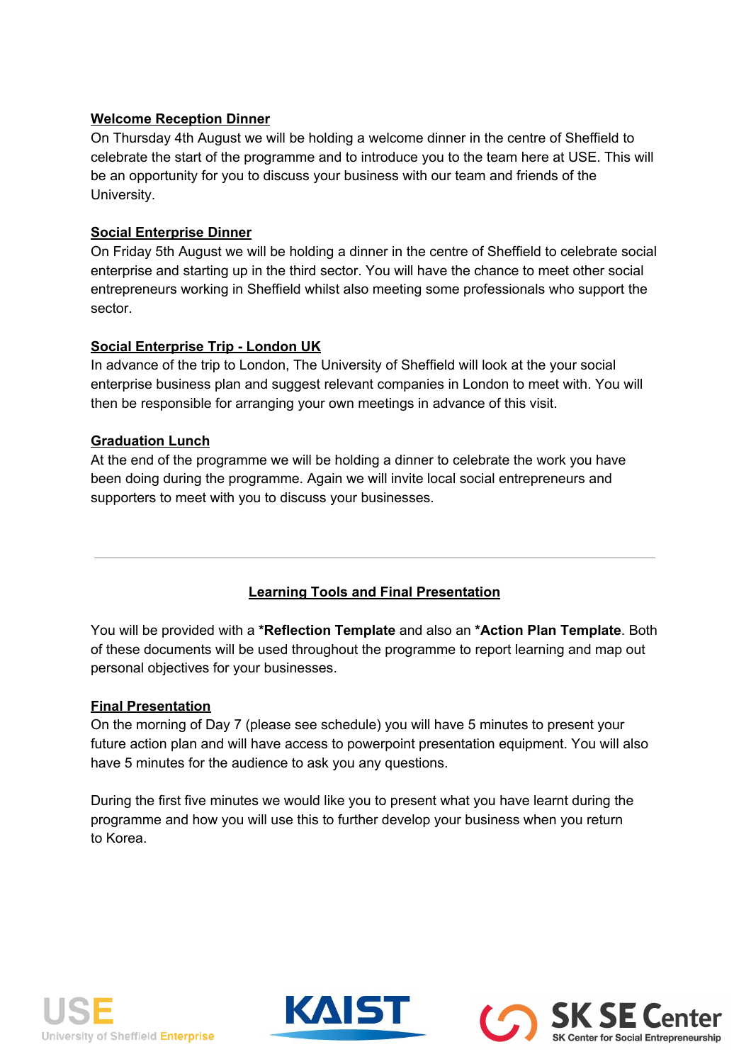**Welcome Reception Dinner**

On Thursday 4th August we will be holding a welcome dinner in the centre of Sheffield to celebrate the start of the programme and to introduce you to the team here at USE. This will be an opportunity for you to discuss your business with our team and friends of the University.

**Social Enterprise Dinner**

On Friday 5th August we will be holding a dinner in the centre of Sheffield to celebrate social enterprise and starting up in the third sector. You will have the chance to meet other social entrepreneurs working in Sheffield whilst also meeting some professionals who support the sector.

**Social Enterprise Trip - London UK**

In advance of the trip to London, The University of Sheffield will look at the your social enterprise business plan and suggest relevant companies in London to meet with. You will then be responsible for arranging your own meetings in advance of this visit.

**Graduation Lunch**

At the end of the programme we will be holding a dinner to celebrate the work you have been doing during the programme. Again we will invite local social entrepreneurs and supporters to meet with you to discuss your businesses.

---

## Learning Tools and Final Presentation

You will be provided with a ***Reflection Template** and also an ***Action Plan Template**. Both of these documents will be used throughout the programme to report learning and map out personal objectives for your businesses.

**Final Presentation**

On the morning of Day 7 (please see schedule) you will have 5 minutes to present your future action plan and will have access to powerpoint presentation equipment. You will also have 5 minutes for the audience to ask you any questions.

During the first five minutes we would like you to present what you have learnt during the programme and how you will use this to further develop your business when you return to Korea.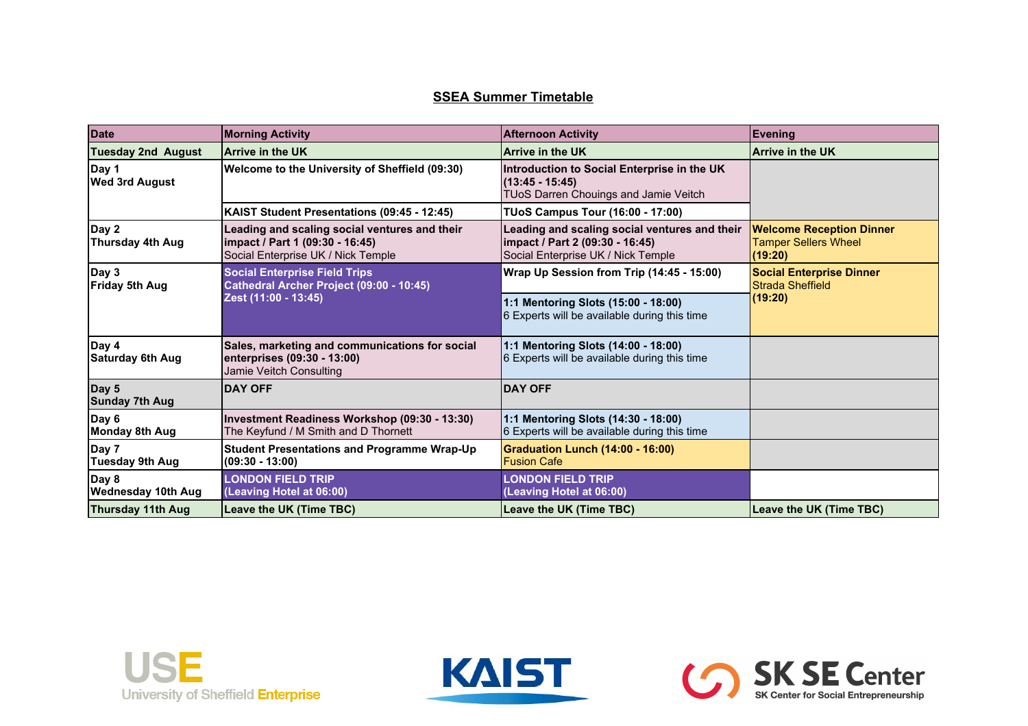## SSEA Summer Timetable

| Date | Morning Activity | Afternoon Activity | Evening |
|---|---|---|---|
| **Tuesday 2nd August** | **Arrive in the UK** | **Arrive in the UK** | **Arrive in the UK** |
| **Day 1**<br>**Wed 3rd August** | **Welcome to the University of Sheffield (09:30)** | **Introduction to Social Enterprise in the UK (13:45 - 15:45)**<br>TUoS Darren Chouings and Jamie Veitch | |
| | **KAIST Student Presentations (09:45 - 12:45)** | **TUoS Campus Tour (16:00 - 17:00)** | |
| **Day 2**<br>**Thursday 4th Aug** | **Leading and scaling social ventures and their impact / Part 1 (09:30 - 16:45)**<br>Social Enterprise UK / Nick Temple | **Leading and scaling social ventures and their impact / Part 2 (09:30 - 16:45)**<br>Social Enterprise UK / Nick Temple | **Welcome Reception Dinner**<br>Tamper Sellers Wheel<br>**(19:20)** |
| **Day 3**<br>**Friday 5th Aug** | **Social Enterprise Field Trips**<br>**Cathedral Archer Project (09:00 - 10:45)**<br>**Zest (11:00 - 13:45)** | **Wrap Up Session from Trip (14:45 - 15:00)** | **Social Enterprise Dinner**<br>Strada Sheffield<br>**(19:20)** |
| | | **1:1 Mentoring Slots (15:00 - 18:00)**<br>6 Experts will be available during this time | |
| **Day 4**<br>**Saturday 6th Aug** | **Sales, marketing and communications for social enterprises (09:30 - 13:00)**<br>Jamie Veitch Consulting | **1:1 Mentoring Slots (14:00 - 18:00)**<br>6 Experts will be available during this time | |
| **Day 5**<br>**Sunday 7th Aug** | **DAY OFF** | **DAY OFF** | |
| **Day 6**<br>**Monday 8th Aug** | **Investment Readiness Workshop (09:30 - 13:30)**<br>The Keyfund / M Smith and D Thornett | **1:1 Mentoring Slots (14:30 - 18:00)**<br>6 Experts will be available during this time | |
| **Day 7**<br>**Tuesday 9th Aug** | **Student Presentations and Programme Wrap-Up (09:30 - 13:00)** | **Graduation Lunch (14:00 - 16:00)**<br>Fusion Cafe | |
| **Day 8**<br>**Wednesday 10th Aug** | **LONDON FIELD TRIP**<br>**(Leaving Hotel at 06:00)** | **LONDON FIELD TRIP**<br>**(Leaving Hotel at 06:00)** | |
| **Thursday 11th Aug** | **Leave the UK (Time TBC)** | **Leave the UK (Time TBC)** | **Leave the UK (Time TBC)** |

USE University of Sheffield Enterprise

KAIST

SK SE Center
SK Center for Social Entrepreneurship